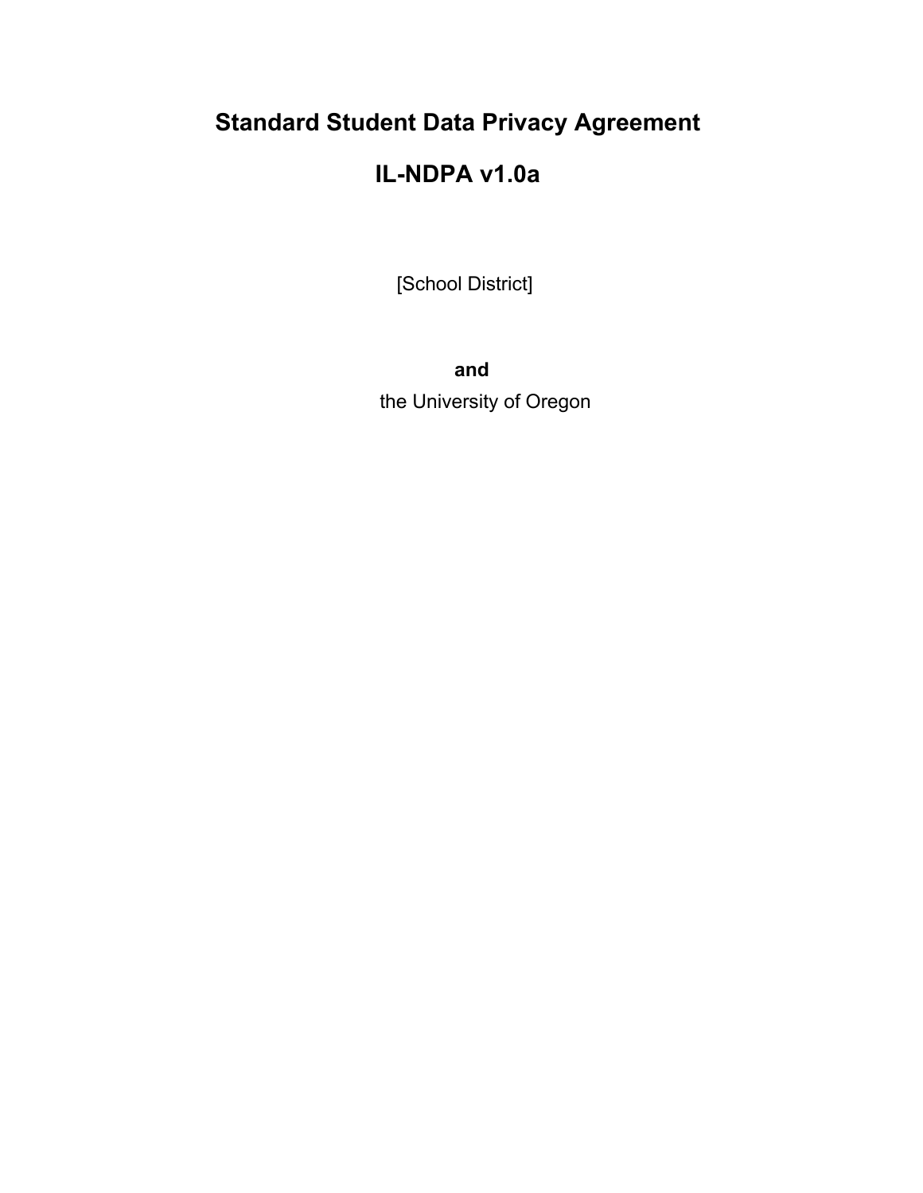# Standard Student Data Privacy Agreement

# IL-NDPA v1.0a

[School District]

**and**

the University of Oregon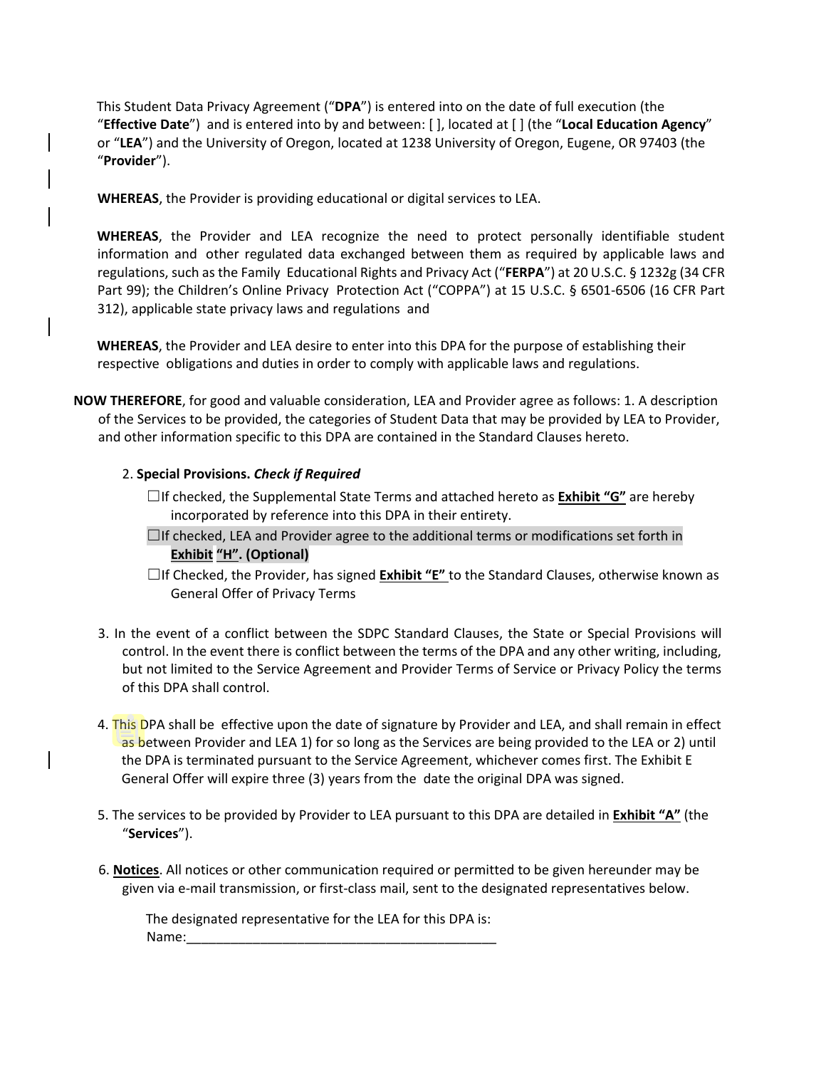This Student Data Privacy Agreement ("**DPA**") is entered into on the date of full execution (the "**Effective Date**") and is entered into by and between: [ ], located at [ ] (the "**Local Education Agency**" or "**LEA**") and the University of Oregon, located at 1238 University of Oregon, Eugene, OR 97403 (the "**Provider**").

**WHEREAS**, the Provider is providing educational or digital services to LEA.

**WHEREAS**, the Provider and LEA recognize the need to protect personally identifiable student information and other regulated data exchanged between them as required by applicable laws and regulations, such as the Family Educational Rights and Privacy Act ("**FERPA**") at 20 U.S.C. § 1232g (34 CFR Part 99); the Children's Online Privacy Protection Act ("COPPA") at 15 U.S.C. § 6501-6506 (16 CFR Part 312), applicable state privacy laws and regulations and

**WHEREAS**, the Provider and LEA desire to enter into this DPA for the purpose of establishing their respective obligations and duties in order to comply with applicable laws and regulations.

**NOW THEREFORE**, for good and valuable consideration, LEA and Provider agree as follows: 1. A description of the Services to be provided, the categories of Student Data that may be provided by LEA to Provider, and other information specific to this DPA are contained in the Standard Clauses hereto.

2. **Special Provisions.** ***Check if Required***

   ☐If checked, the Supplemental State Terms and attached hereto as **Exhibit "G"** are hereby incorporated by reference into this DPA in their entirety.

   ☐If checked, LEA and Provider agree to the additional terms or modifications set forth in **Exhibit "H". (Optional)**

   ☐If Checked, the Provider, has signed **Exhibit "E"** to the Standard Clauses, otherwise known as General Offer of Privacy Terms

3. In the event of a conflict between the SDPC Standard Clauses, the State or Special Provisions will control. In the event there is conflict between the terms of the DPA and any other writing, including, but not limited to the Service Agreement and Provider Terms of Service or Privacy Policy the terms of this DPA shall control.

4. This DPA shall be effective upon the date of signature by Provider and LEA, and shall remain in effect as between Provider and LEA 1) for so long as the Services are being provided to the LEA or 2) until the DPA is terminated pursuant to the Service Agreement, whichever comes first. The Exhibit E General Offer will expire three (3) years from the date the original DPA was signed.

5. The services to be provided by Provider to LEA pursuant to this DPA are detailed in **Exhibit "A"** (the "**Services**").

6. **Notices**. All notices or other communication required or permitted to be given hereunder may be given via e-mail transmission, or first-class mail, sent to the designated representatives below.

   The designated representative for the LEA for this DPA is:
   Name:___________________________________________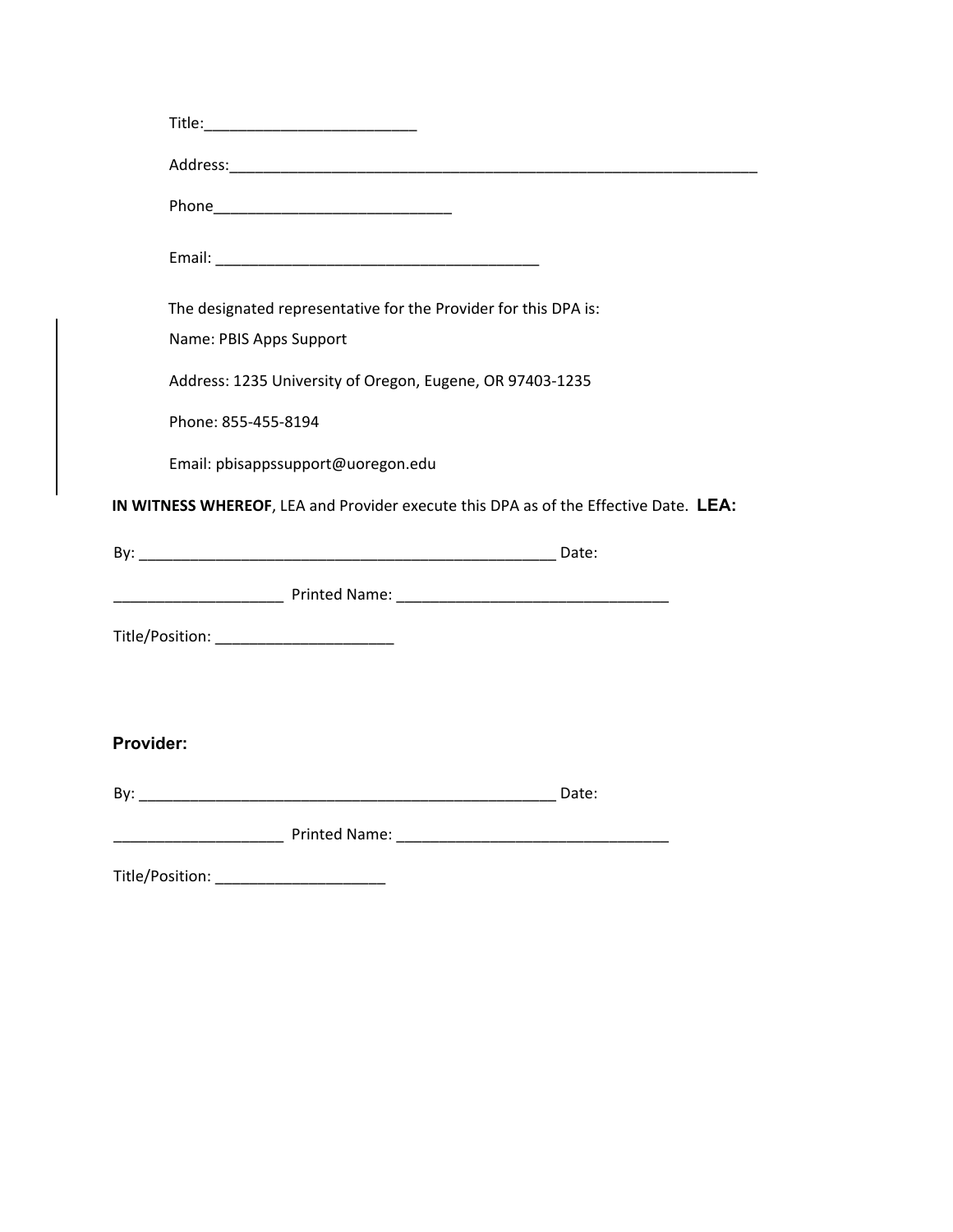Title:_________________________

Address:_________________________________________________________________

Phone____________________________

Email: _______________________________________

The designated representative for the Provider for this DPA is:

Name: PBIS Apps Support

Address: 1235 University of Oregon, Eugene, OR 97403-1235

Phone: 855-455-8194

Email: pbisappssupport@uoregon.edu

**IN WITNESS WHEREOF**, LEA and Provider execute this DPA as of the Effective Date. **LEA:**

By: ___________________________________________________ Date:

____________________ Printed Name: ________________________________

Title/Position: _____________________

**Provider:**

By: ___________________________________________________ Date:

____________________ Printed Name: ________________________________

Title/Position: ____________________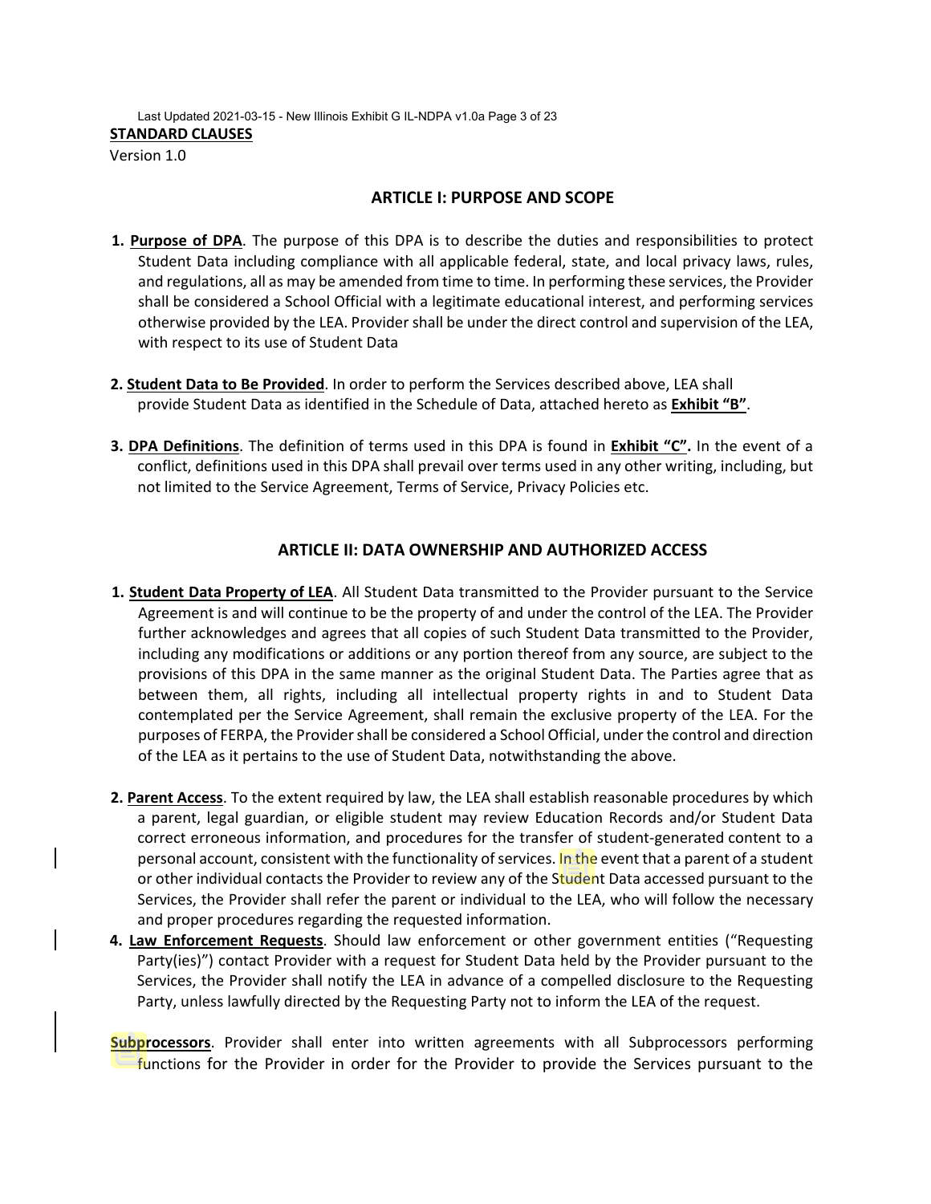**STANDARD CLAUSES**

Version 1.0

## ARTICLE I: PURPOSE AND SCOPE

1. **Purpose of DPA**. The purpose of this DPA is to describe the duties and responsibilities to protect Student Data including compliance with all applicable federal, state, and local privacy laws, rules, and regulations, all as may be amended from time to time. In performing these services, the Provider shall be considered a School Official with a legitimate educational interest, and performing services otherwise provided by the LEA. Provider shall be under the direct control and supervision of the LEA, with respect to its use of Student Data

2. **Student Data to Be Provided**. In order to perform the Services described above, LEA shall provide Student Data as identified in the Schedule of Data, attached hereto as **Exhibit "B"**.

3. **DPA Definitions**. The definition of terms used in this DPA is found in **Exhibit "C".** In the event of a conflict, definitions used in this DPA shall prevail over terms used in any other writing, including, but not limited to the Service Agreement, Terms of Service, Privacy Policies etc.

## ARTICLE II: DATA OWNERSHIP AND AUTHORIZED ACCESS

1. **Student Data Property of LEA**. All Student Data transmitted to the Provider pursuant to the Service Agreement is and will continue to be the property of and under the control of the LEA. The Provider further acknowledges and agrees that all copies of such Student Data transmitted to the Provider, including any modifications or additions or any portion thereof from any source, are subject to the provisions of this DPA in the same manner as the original Student Data. The Parties agree that as between them, all rights, including all intellectual property rights in and to Student Data contemplated per the Service Agreement, shall remain the exclusive property of the LEA. For the purposes of FERPA, the Provider shall be considered a School Official, under the control and direction of the LEA as it pertains to the use of Student Data, notwithstanding the above.

2. **Parent Access**. To the extent required by law, the LEA shall establish reasonable procedures by which a parent, legal guardian, or eligible student may review Education Records and/or Student Data correct erroneous information, and procedures for the transfer of student-generated content to a personal account, consistent with the functionality of services. In the event that a parent of a student or other individual contacts the Provider to review any of the Student Data accessed pursuant to the Services, the Provider shall refer the parent or individual to the LEA, who will follow the necessary and proper procedures regarding the requested information.

4. **Law Enforcement Requests**. Should law enforcement or other government entities ("Requesting Party(ies)") contact Provider with a request for Student Data held by the Provider pursuant to the Services, the Provider shall notify the LEA in advance of a compelled disclosure to the Requesting Party, unless lawfully directed by the Requesting Party not to inform the LEA of the request.

**Subprocessors**. Provider shall enter into written agreements with all Subprocessors performing functions for the Provider in order for the Provider to provide the Services pursuant to the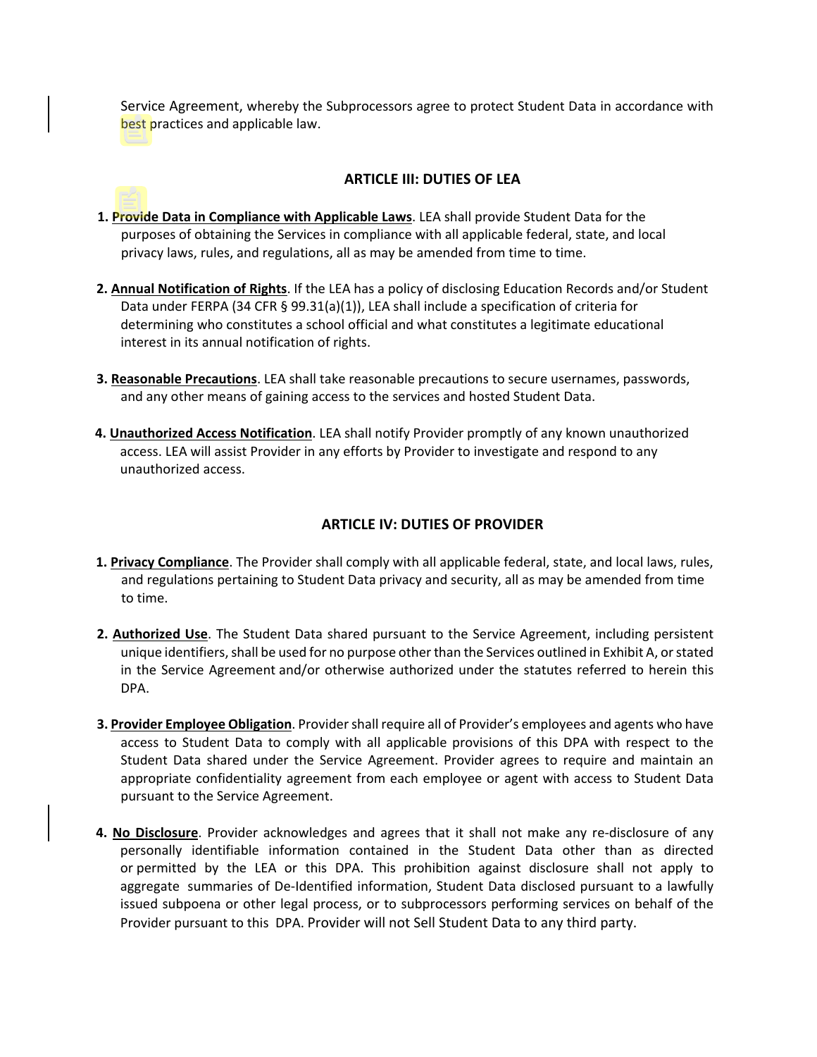Service Agreement, whereby the Subprocessors agree to protect Student Data in accordance with best practices and applicable law.

## ARTICLE III: DUTIES OF LEA

1. **Provide Data in Compliance with Applicable Laws**. LEA shall provide Student Data for the purposes of obtaining the Services in compliance with all applicable federal, state, and local privacy laws, rules, and regulations, all as may be amended from time to time.

2. **Annual Notification of Rights**. If the LEA has a policy of disclosing Education Records and/or Student Data under FERPA (34 CFR § 99.31(a)(1)), LEA shall include a specification of criteria for determining who constitutes a school official and what constitutes a legitimate educational interest in its annual notification of rights.

3. **Reasonable Precautions**. LEA shall take reasonable precautions to secure usernames, passwords, and any other means of gaining access to the services and hosted Student Data.

4. **Unauthorized Access Notification**. LEA shall notify Provider promptly of any known unauthorized access. LEA will assist Provider in any efforts by Provider to investigate and respond to any unauthorized access.

## ARTICLE IV: DUTIES OF PROVIDER

1. **Privacy Compliance**. The Provider shall comply with all applicable federal, state, and local laws, rules, and regulations pertaining to Student Data privacy and security, all as may be amended from time to time.

2. **Authorized Use**. The Student Data shared pursuant to the Service Agreement, including persistent unique identifiers, shall be used for no purpose other than the Services outlined in Exhibit A, or stated in the Service Agreement and/or otherwise authorized under the statutes referred to herein this DPA.

3. **Provider Employee Obligation**. Provider shall require all of Provider's employees and agents who have access to Student Data to comply with all applicable provisions of this DPA with respect to the Student Data shared under the Service Agreement. Provider agrees to require and maintain an appropriate confidentiality agreement from each employee or agent with access to Student Data pursuant to the Service Agreement.

4. **No Disclosure**. Provider acknowledges and agrees that it shall not make any re-disclosure of any personally identifiable information contained in the Student Data other than as directed or permitted by the LEA or this DPA. This prohibition against disclosure shall not apply to aggregate summaries of De-Identified information, Student Data disclosed pursuant to a lawfully issued subpoena or other legal process, or to subprocessors performing services on behalf of the Provider pursuant to this DPA. Provider will not Sell Student Data to any third party.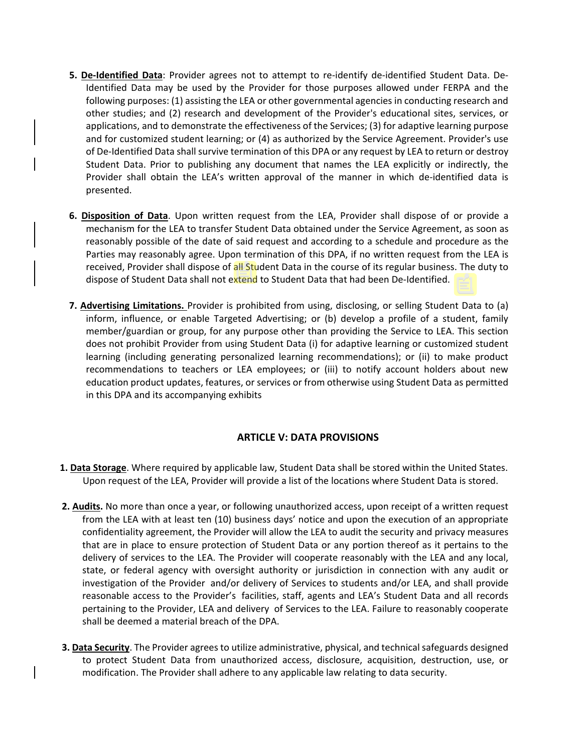5. **De-Identified Data**: Provider agrees not to attempt to re-identify de-identified Student Data. De-Identified Data may be used by the Provider for those purposes allowed under FERPA and the following purposes: (1) assisting the LEA or other governmental agencies in conducting research and other studies; and (2) research and development of the Provider's educational sites, services, or applications, and to demonstrate the effectiveness of the Services; (3) for adaptive learning purpose and for customized student learning; or (4) as authorized by the Service Agreement. Provider's use of De-Identified Data shall survive termination of this DPA or any request by LEA to return or destroy Student Data. Prior to publishing any document that names the LEA explicitly or indirectly, the Provider shall obtain the LEA's written approval of the manner in which de-identified data is presented.

6. **Disposition of Data**. Upon written request from the LEA, Provider shall dispose of or provide a mechanism for the LEA to transfer Student Data obtained under the Service Agreement, as soon as reasonably possible of the date of said request and according to a schedule and procedure as the Parties may reasonably agree. Upon termination of this DPA, if no written request from the LEA is received, Provider shall dispose of all Student Data in the course of its regular business. The duty to dispose of Student Data shall not extend to Student Data that had been De-Identified.

7. **Advertising Limitations.** Provider is prohibited from using, disclosing, or selling Student Data to (a) inform, influence, or enable Targeted Advertising; or (b) develop a profile of a student, family member/guardian or group, for any purpose other than providing the Service to LEA. This section does not prohibit Provider from using Student Data (i) for adaptive learning or customized student learning (including generating personalized learning recommendations); or (ii) to make product recommendations to teachers or LEA employees; or (iii) to notify account holders about new education product updates, features, or services or from otherwise using Student Data as permitted in this DPA and its accompanying exhibits

## ARTICLE V: DATA PROVISIONS

1. **Data Storage**. Where required by applicable law, Student Data shall be stored within the United States. Upon request of the LEA, Provider will provide a list of the locations where Student Data is stored.

2. **Audits.** No more than once a year, or following unauthorized access, upon receipt of a written request from the LEA with at least ten (10) business days' notice and upon the execution of an appropriate confidentiality agreement, the Provider will allow the LEA to audit the security and privacy measures that are in place to ensure protection of Student Data or any portion thereof as it pertains to the delivery of services to the LEA. The Provider will cooperate reasonably with the LEA and any local, state, or federal agency with oversight authority or jurisdiction in connection with any audit or investigation of the Provider and/or delivery of Services to students and/or LEA, and shall provide reasonable access to the Provider's facilities, staff, agents and LEA's Student Data and all records pertaining to the Provider, LEA and delivery of Services to the LEA. Failure to reasonably cooperate shall be deemed a material breach of the DPA.

3. **Data Security**. The Provider agrees to utilize administrative, physical, and technical safeguards designed to protect Student Data from unauthorized access, disclosure, acquisition, destruction, use, or modification. The Provider shall adhere to any applicable law relating to data security.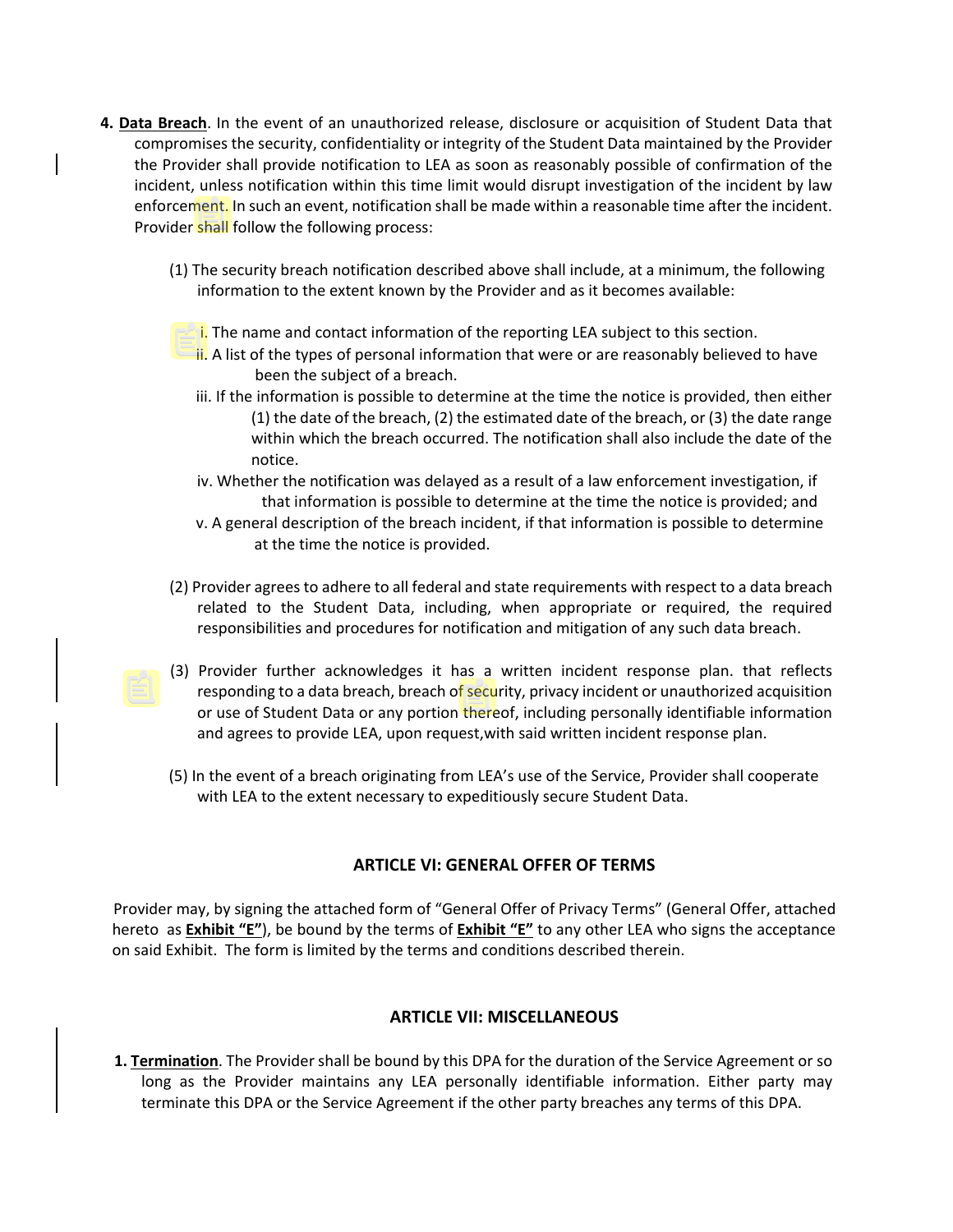**4. Data Breach**. In the event of an unauthorized release, disclosure or acquisition of Student Data that compromises the security, confidentiality or integrity of the Student Data maintained by the Provider the Provider shall provide notification to LEA as soon as reasonably possible of confirmation of the incident, unless notification within this time limit would disrupt investigation of the incident by law enforcement. In such an event, notification shall be made within a reasonable time after the incident. Provider shall follow the following process:

(1) The security breach notification described above shall include, at a minimum, the following information to the extent known by the Provider and as it becomes available:

i. The name and contact information of the reporting LEA subject to this section.

ii. A list of the types of personal information that were or are reasonably believed to have been the subject of a breach.

iii. If the information is possible to determine at the time the notice is provided, then either (1) the date of the breach, (2) the estimated date of the breach, or (3) the date range within which the breach occurred. The notification shall also include the date of the notice.

iv. Whether the notification was delayed as a result of a law enforcement investigation, if that information is possible to determine at the time the notice is provided; and

v. A general description of the breach incident, if that information is possible to determine at the time the notice is provided.

(2) Provider agrees to adhere to all federal and state requirements with respect to a data breach related to the Student Data, including, when appropriate or required, the required responsibilities and procedures for notification and mitigation of any such data breach.

(3) Provider further acknowledges it has a written incident response plan. that reflects responding to a data breach, breach of security, privacy incident or unauthorized acquisition or use of Student Data or any portion thereof, including personally identifiable information and agrees to provide LEA, upon request,with said written incident response plan.

(5) In the event of a breach originating from LEA's use of the Service, Provider shall cooperate with LEA to the extent necessary to expeditiously secure Student Data.

## ARTICLE VI: GENERAL OFFER OF TERMS

Provider may, by signing the attached form of "General Offer of Privacy Terms" (General Offer, attached hereto as **Exhibit "E"**), be bound by the terms of **Exhibit "E"** to any other LEA who signs the acceptance on said Exhibit. The form is limited by the terms and conditions described therein.

## ARTICLE VII: MISCELLANEOUS

**1. Termination**. The Provider shall be bound by this DPA for the duration of the Service Agreement or so long as the Provider maintains any LEA personally identifiable information. Either party may terminate this DPA or the Service Agreement if the other party breaches any terms of this DPA.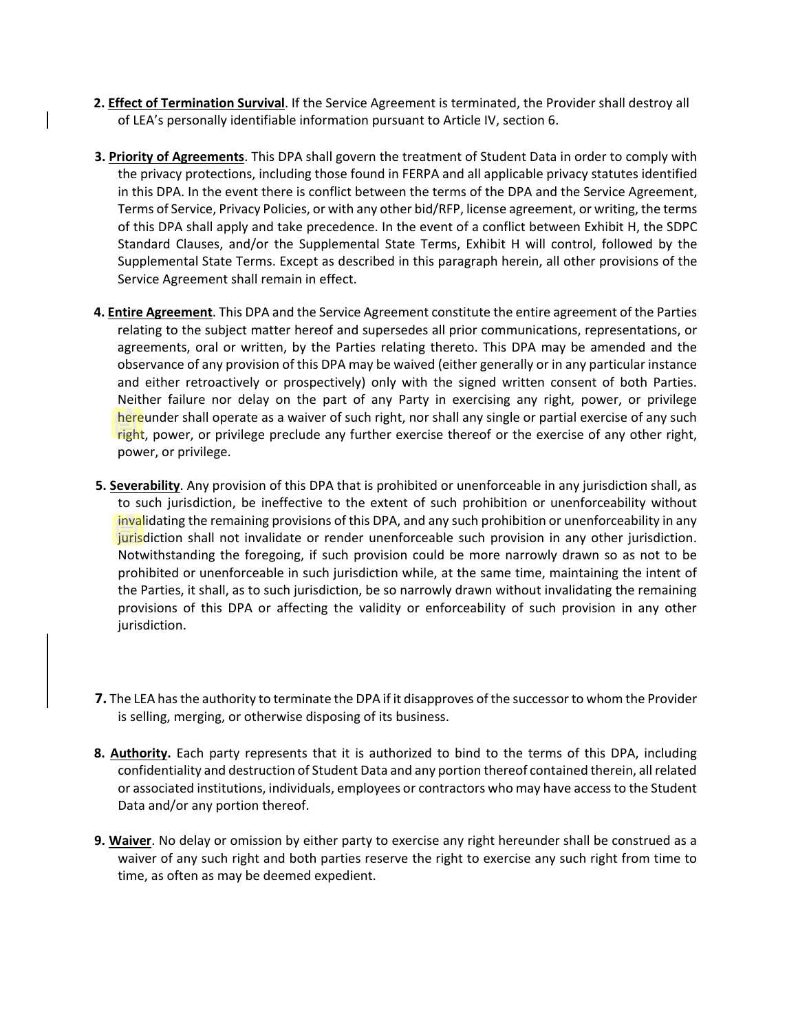2. **Effect of Termination Survival**. If the Service Agreement is terminated, the Provider shall destroy all of LEA's personally identifiable information pursuant to Article IV, section 6.

3. **Priority of Agreements**. This DPA shall govern the treatment of Student Data in order to comply with the privacy protections, including those found in FERPA and all applicable privacy statutes identified in this DPA. In the event there is conflict between the terms of the DPA and the Service Agreement, Terms of Service, Privacy Policies, or with any other bid/RFP, license agreement, or writing, the terms of this DPA shall apply and take precedence. In the event of a conflict between Exhibit H, the SDPC Standard Clauses, and/or the Supplemental State Terms, Exhibit H will control, followed by the Supplemental State Terms. Except as described in this paragraph herein, all other provisions of the Service Agreement shall remain in effect.

4. **Entire Agreement**. This DPA and the Service Agreement constitute the entire agreement of the Parties relating to the subject matter hereof and supersedes all prior communications, representations, or agreements, oral or written, by the Parties relating thereto. This DPA may be amended and the observance of any provision of this DPA may be waived (either generally or in any particular instance and either retroactively or prospectively) only with the signed written consent of both Parties. Neither failure nor delay on the part of any Party in exercising any right, power, or privilege hereunder shall operate as a waiver of such right, nor shall any single or partial exercise of any such right, power, or privilege preclude any further exercise thereof or the exercise of any other right, power, or privilege.

5. **Severability**. Any provision of this DPA that is prohibited or unenforceable in any jurisdiction shall, as to such jurisdiction, be ineffective to the extent of such prohibition or unenforceability without invalidating the remaining provisions of this DPA, and any such prohibition or unenforceability in any jurisdiction shall not invalidate or render unenforceable such provision in any other jurisdiction. Notwithstanding the foregoing, if such provision could be more narrowly drawn so as not to be prohibited or unenforceable in such jurisdiction while, at the same time, maintaining the intent of the Parties, it shall, as to such jurisdiction, be so narrowly drawn without invalidating the remaining provisions of this DPA or affecting the validity or enforceability of such provision in any other jurisdiction.

7. The LEA has the authority to terminate the DPA if it disapproves of the successor to whom the Provider is selling, merging, or otherwise disposing of its business.

8. **Authority.** Each party represents that it is authorized to bind to the terms of this DPA, including confidentiality and destruction of Student Data and any portion thereof contained therein, all related or associated institutions, individuals, employees or contractors who may have access to the Student Data and/or any portion thereof.

9. **Waiver**. No delay or omission by either party to exercise any right hereunder shall be construed as a waiver of any such right and both parties reserve the right to exercise any such right from time to time, as often as may be deemed expedient.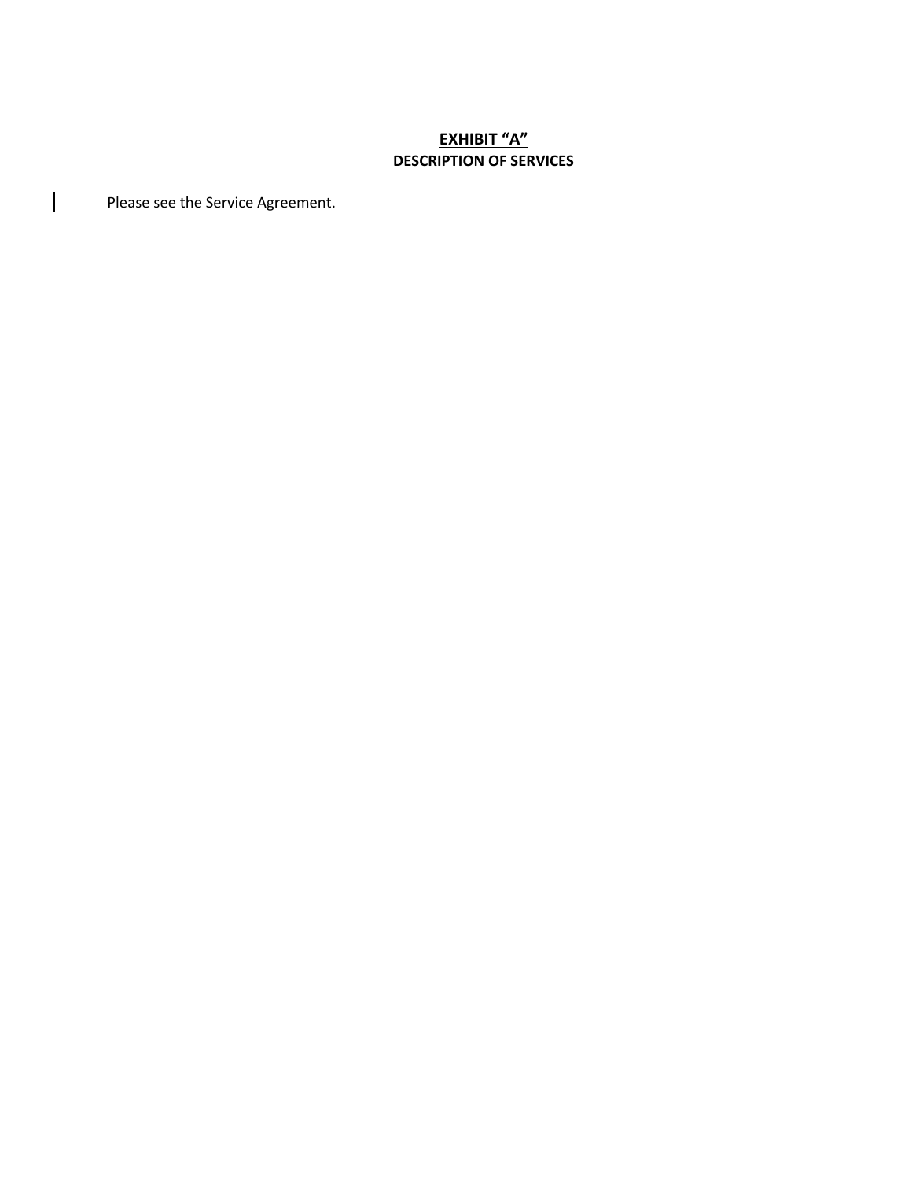## **<u>EXHIBIT "A"</u>**
**DESCRIPTION OF SERVICES**

Please see the Service Agreement.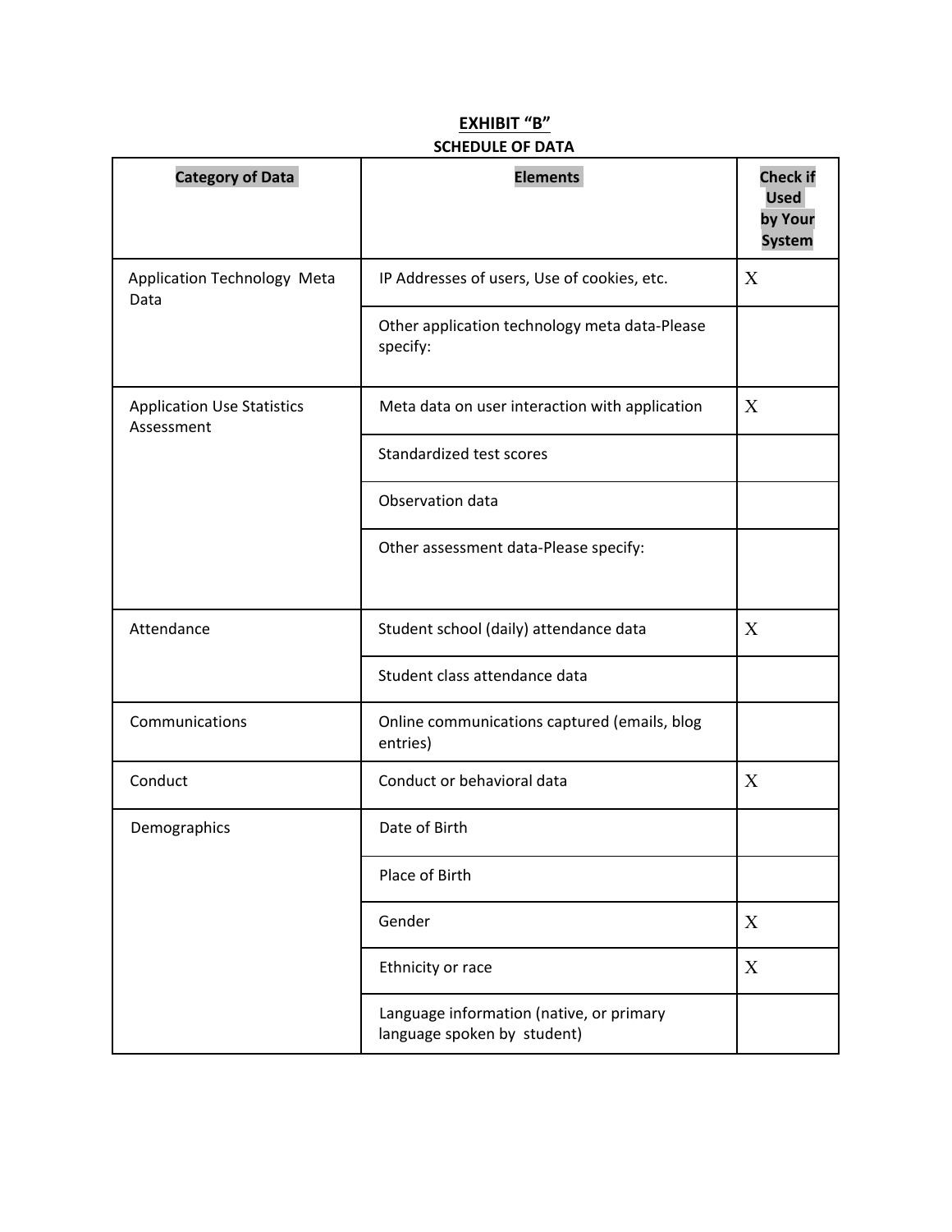## EXHIBIT "B"

**SCHEDULE OF DATA**

| Category of Data | Elements | Check if Used by Your System |
|---|---|---|
| Application Technology Meta Data | IP Addresses of users, Use of cookies, etc. | X |
| | Other application technology meta data-Please specify: | |
| Application Use Statistics Assessment | Meta data on user interaction with application | X |
| | Standardized test scores | |
| | Observation data | |
| | Other assessment data-Please specify: | |
| Attendance | Student school (daily) attendance data | X |
| | Student class attendance data | |
| Communications | Online communications captured (emails, blog entries) | |
| Conduct | Conduct or behavioral data | X |
| Demographics | Date of Birth | |
| | Place of Birth | |
| | Gender | X |
| | Ethnicity or race | X |
| | Language information (native, or primary language spoken by student) | |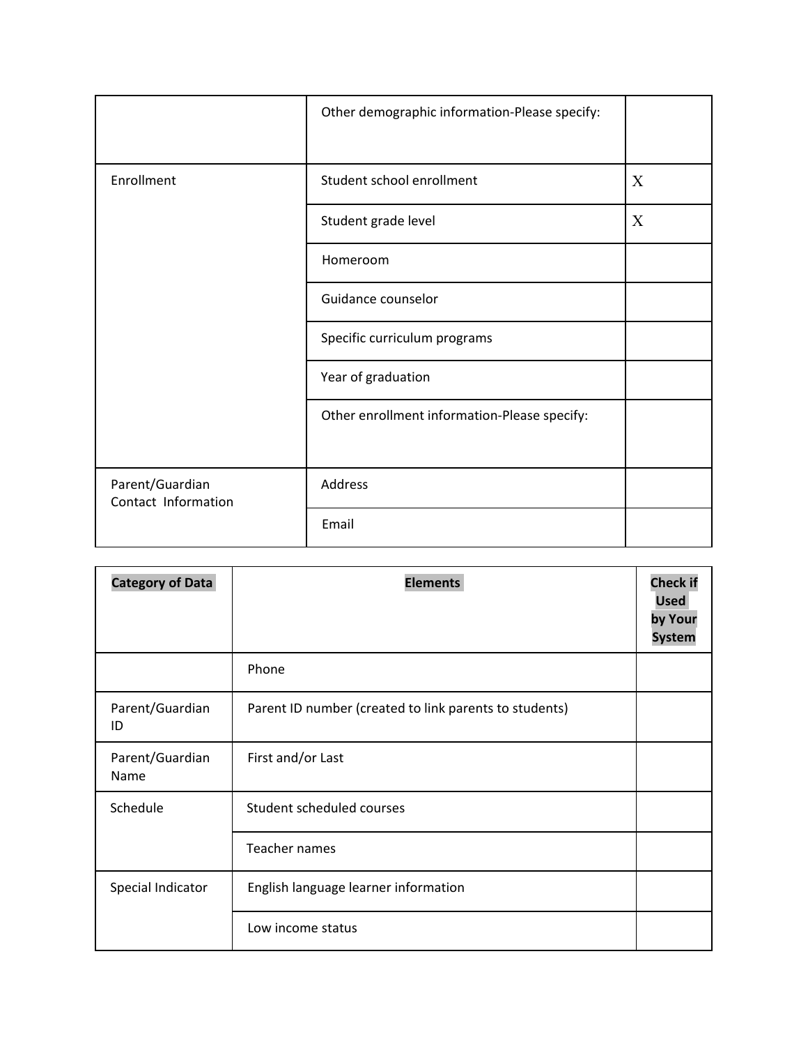| | | |
|---|---|---|
| | Other demographic information-Please specify: | |
| Enrollment | Student school enrollment | X |
| | Student grade level | X |
| | Homeroom | |
| | Guidance counselor | |
| | Specific curriculum programs | |
| | Year of graduation | |
| | Other enrollment information-Please specify: | |
| Parent/Guardian Contact Information | Address | |
| | Email | |

| Category of Data | Elements | Check if Used by Your System |
|---|---|---|
| | Phone | |
| Parent/Guardian ID | Parent ID number (created to link parents to students) | |
| Parent/Guardian Name | First and/or Last | |
| Schedule | Student scheduled courses | |
| | Teacher names | |
| Special Indicator | English language learner information | |
| | Low income status | |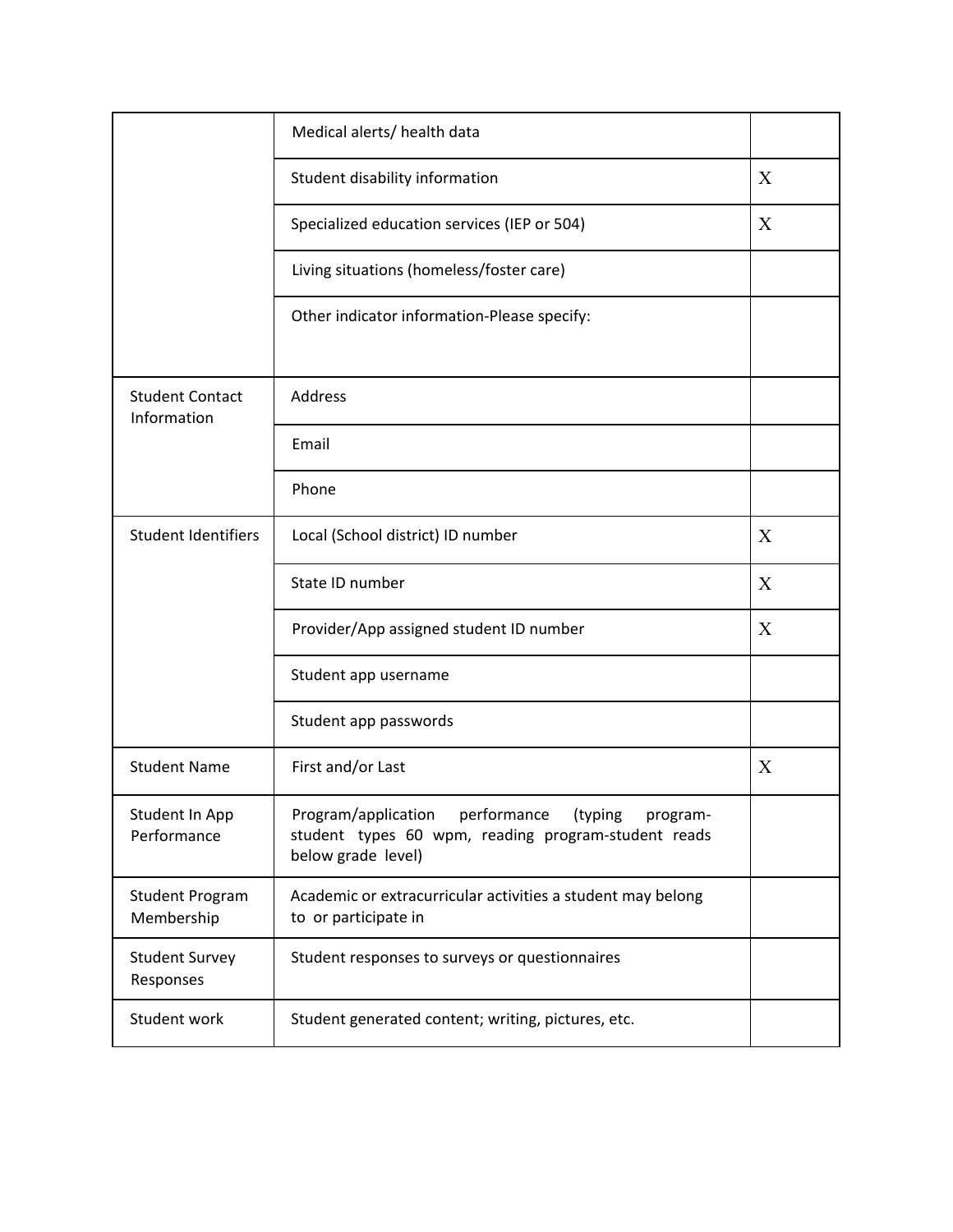| | | |
|---|---|---|
| | Medical alerts/ health data | |
| | Student disability information | X |
| | Specialized education services (IEP or 504) | X |
| | Living situations (homeless/foster care) | |
| | Other indicator information-Please specify: | |
| Student Contact Information | Address | |
| | Email | |
| | Phone | |
| Student Identifiers | Local (School district) ID number | X |
| | State ID number | X |
| | Provider/App assigned student ID number | X |
| | Student app username | |
| | Student app passwords | |
| Student Name | First and/or Last | X |
| Student In App Performance | Program/application performance (typing program-student types 60 wpm, reading program-student reads below grade level) | |
| Student Program Membership | Academic or extracurricular activities a student may belong to or participate in | |
| Student Survey Responses | Student responses to surveys or questionnaires | |
| Student work | Student generated content; writing, pictures, etc. | |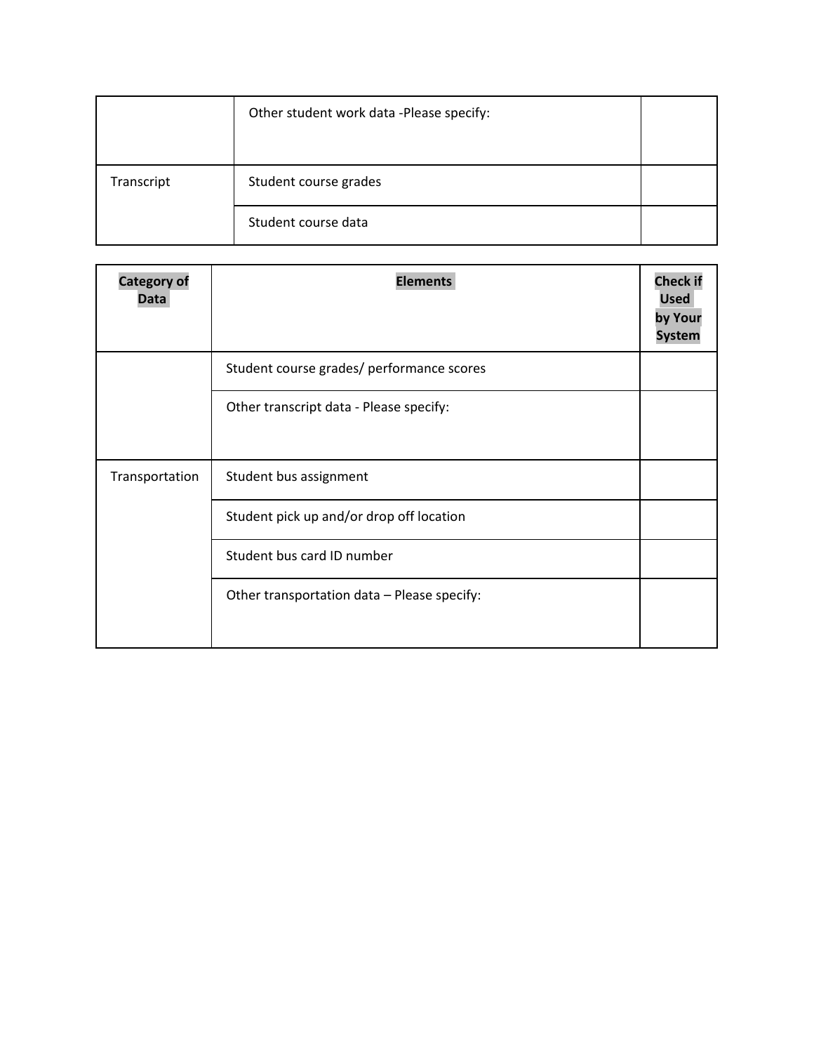| | | |
|---|---|---|
| | Other student work data -Please specify: | |
| Transcript | Student course grades | |
| | Student course data | |

| **Category of Data** | **Elements** | **Check if Used by Your System** |
|---|---|---|
| | Student course grades/ performance scores | |
| | Other transcript data - Please specify: | |
| Transportation | Student bus assignment | |
| | Student pick up and/or drop off location | |
| | Student bus card ID number | |
| | Other transportation data – Please specify: | |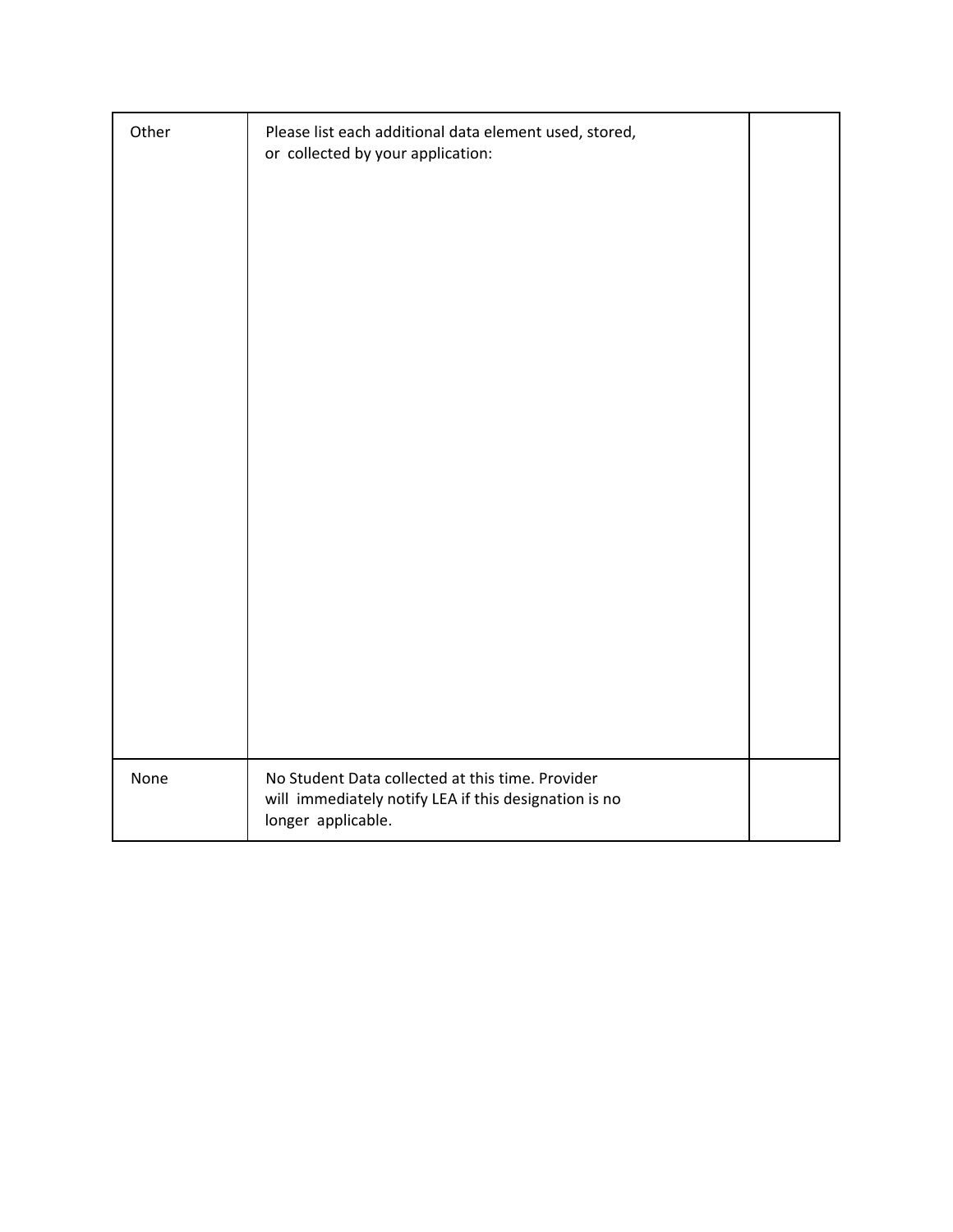| | | |
|---|---|---|
| Other | Please list each additional data element used, stored, or collected by your application: | |
| None | No Student Data collected at this time. Provider will immediately notify LEA if this designation is no longer applicable. | |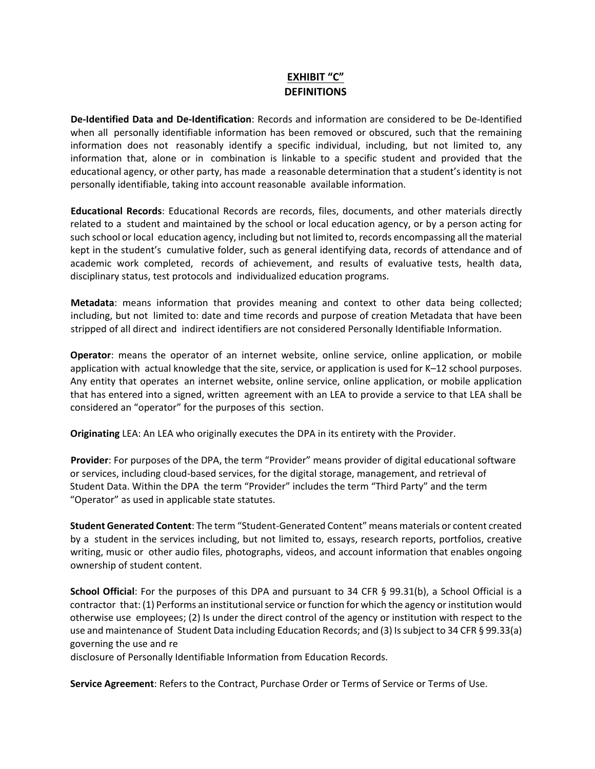# EXHIBIT "C"
# DEFINITIONS

**De-Identified Data and De-Identification**: Records and information are considered to be De-Identified when all personally identifiable information has been removed or obscured, such that the remaining information does not reasonably identify a specific individual, including, but not limited to, any information that, alone or in combination is linkable to a specific student and provided that the educational agency, or other party, has made a reasonable determination that a student's identity is not personally identifiable, taking into account reasonable available information.

**Educational Records**: Educational Records are records, files, documents, and other materials directly related to a student and maintained by the school or local education agency, or by a person acting for such school or local education agency, including but not limited to, records encompassing all the material kept in the student's cumulative folder, such as general identifying data, records of attendance and of academic work completed, records of achievement, and results of evaluative tests, health data, disciplinary status, test protocols and individualized education programs.

**Metadata**: means information that provides meaning and context to other data being collected; including, but not limited to: date and time records and purpose of creation Metadata that have been stripped of all direct and indirect identifiers are not considered Personally Identifiable Information.

**Operator**: means the operator of an internet website, online service, online application, or mobile application with actual knowledge that the site, service, or application is used for K–12 school purposes. Any entity that operates an internet website, online service, online application, or mobile application that has entered into a signed, written agreement with an LEA to provide a service to that LEA shall be considered an "operator" for the purposes of this section.

**Originating** LEA: An LEA who originally executes the DPA in its entirety with the Provider.

**Provider**: For purposes of the DPA, the term "Provider" means provider of digital educational software or services, including cloud-based services, for the digital storage, management, and retrieval of Student Data. Within the DPA the term "Provider" includes the term "Third Party" and the term "Operator" as used in applicable state statutes.

**Student Generated Content**: The term "Student-Generated Content" means materials or content created by a student in the services including, but not limited to, essays, research reports, portfolios, creative writing, music or other audio files, photographs, videos, and account information that enables ongoing ownership of student content.

**School Official**: For the purposes of this DPA and pursuant to 34 CFR § 99.31(b), a School Official is a contractor that: (1) Performs an institutional service or function for which the agency or institution would otherwise use employees; (2) Is under the direct control of the agency or institution with respect to the use and maintenance of Student Data including Education Records; and (3) Is subject to 34 CFR § 99.33(a) governing the use and re
disclosure of Personally Identifiable Information from Education Records.

**Service Agreement**: Refers to the Contract, Purchase Order or Terms of Service or Terms of Use.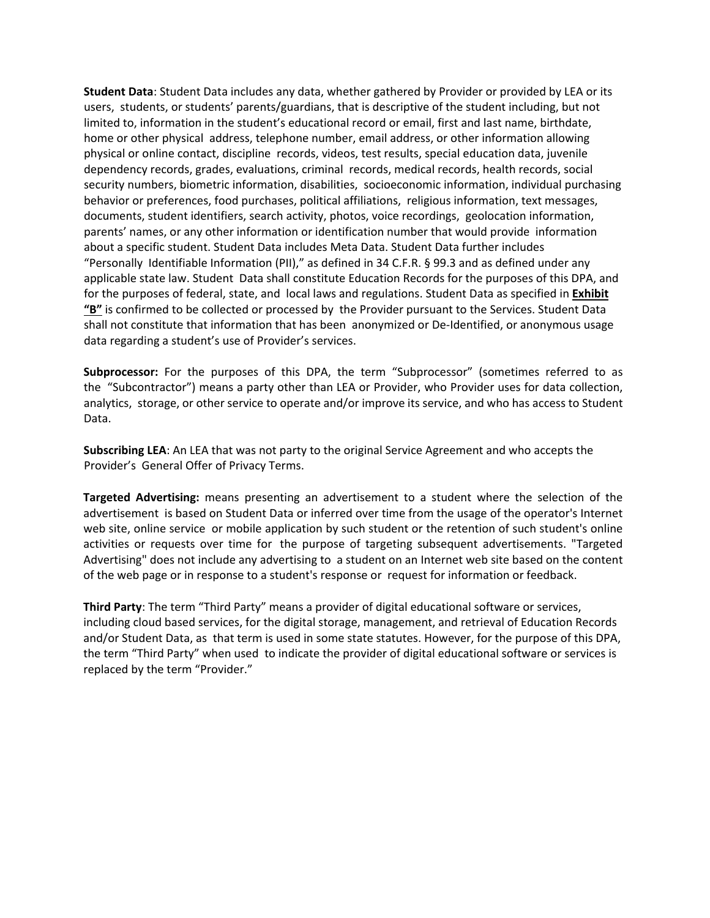**Student Data**: Student Data includes any data, whether gathered by Provider or provided by LEA or its users, students, or students' parents/guardians, that is descriptive of the student including, but not limited to, information in the student's educational record or email, first and last name, birthdate, home or other physical address, telephone number, email address, or other information allowing physical or online contact, discipline records, videos, test results, special education data, juvenile dependency records, grades, evaluations, criminal records, medical records, health records, social security numbers, biometric information, disabilities, socioeconomic information, individual purchasing behavior or preferences, food purchases, political affiliations, religious information, text messages, documents, student identifiers, search activity, photos, voice recordings, geolocation information, parents' names, or any other information or identification number that would provide information about a specific student. Student Data includes Meta Data. Student Data further includes "Personally Identifiable Information (PII)," as defined in 34 C.F.R. § 99.3 and as defined under any applicable state law. Student Data shall constitute Education Records for the purposes of this DPA, and for the purposes of federal, state, and local laws and regulations. Student Data as specified in **Exhibit "B"** is confirmed to be collected or processed by the Provider pursuant to the Services. Student Data shall not constitute that information that has been anonymized or De-Identified, or anonymous usage data regarding a student's use of Provider's services.

**Subprocessor:** For the purposes of this DPA, the term "Subprocessor" (sometimes referred to as the "Subcontractor") means a party other than LEA or Provider, who Provider uses for data collection, analytics, storage, or other service to operate and/or improve its service, and who has access to Student Data.

**Subscribing LEA**: An LEA that was not party to the original Service Agreement and who accepts the Provider's General Offer of Privacy Terms.

**Targeted Advertising:** means presenting an advertisement to a student where the selection of the advertisement is based on Student Data or inferred over time from the usage of the operator's Internet web site, online service or mobile application by such student or the retention of such student's online activities or requests over time for the purpose of targeting subsequent advertisements. "Targeted Advertising" does not include any advertising to a student on an Internet web site based on the content of the web page or in response to a student's response or request for information or feedback.

**Third Party**: The term "Third Party" means a provider of digital educational software or services, including cloud based services, for the digital storage, management, and retrieval of Education Records and/or Student Data, as that term is used in some state statutes. However, for the purpose of this DPA, the term "Third Party" when used to indicate the provider of digital educational software or services is replaced by the term "Provider."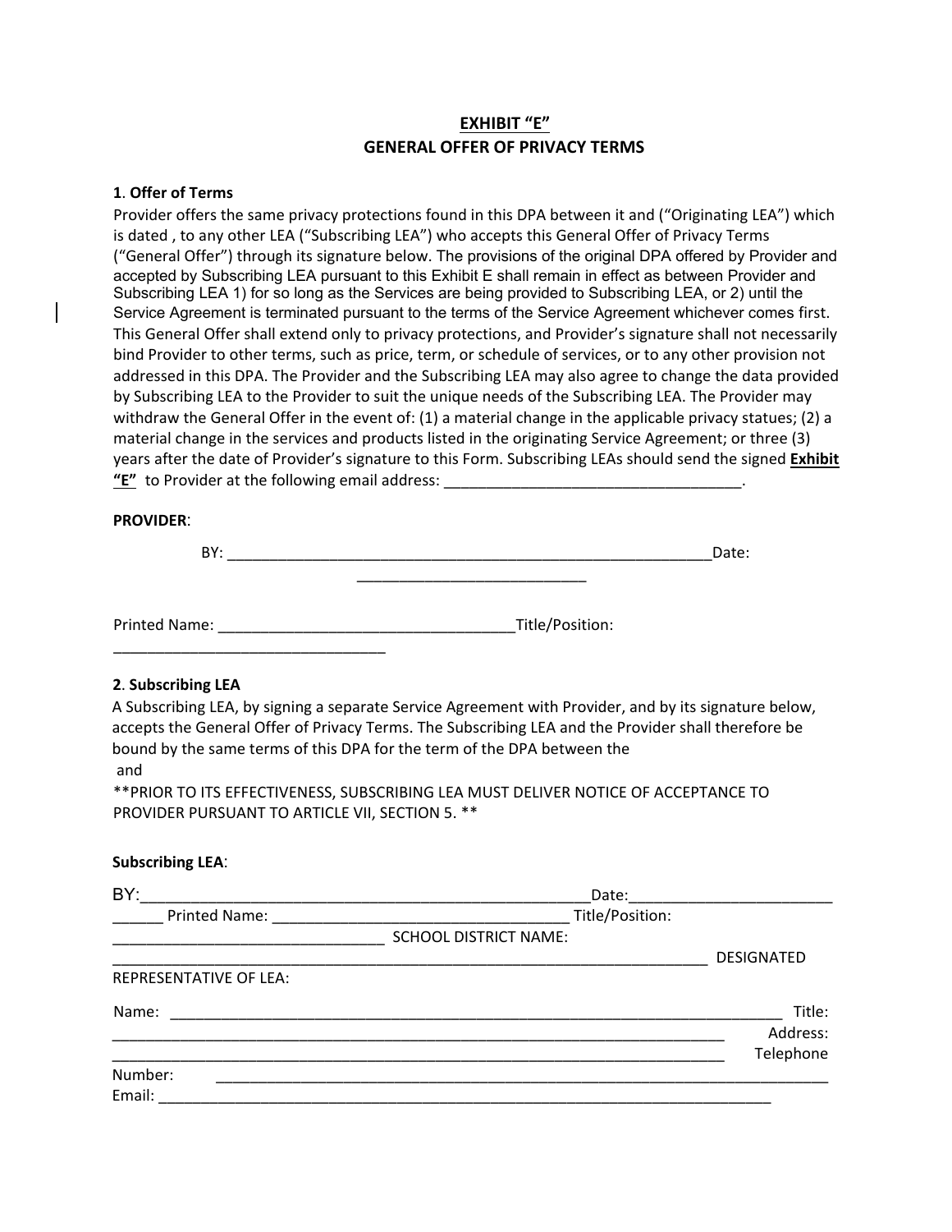# EXHIBIT "E"
# GENERAL OFFER OF PRIVACY TERMS

**1**. **Offer of Terms**

Provider offers the same privacy protections found in this DPA between it and ("Originating LEA") which is dated , to any other LEA ("Subscribing LEA") who accepts this General Offer of Privacy Terms ("General Offer") through its signature below. The provisions of the original DPA offered by Provider and accepted by Subscribing LEA pursuant to this Exhibit E shall remain in effect as between Provider and Subscribing LEA 1) for so long as the Services are being provided to Subscribing LEA, or 2) until the Service Agreement is terminated pursuant to the terms of the Service Agreement whichever comes first. This General Offer shall extend only to privacy protections, and Provider's signature shall not necessarily bind Provider to other terms, such as price, term, or schedule of services, or to any other provision not addressed in this DPA. The Provider and the Subscribing LEA may also agree to change the data provided by Subscribing LEA to the Provider to suit the unique needs of the Subscribing LEA. The Provider may withdraw the General Offer in the event of: (1) a material change in the applicable privacy statues; (2) a material change in the services and products listed in the originating Service Agreement; or three (3) years after the date of Provider's signature to this Form. Subscribing LEAs should send the signed **Exhibit "E"** to Provider at the following email address: ___________________________________.

**PROVIDER**:

BY: __________________________________________________________Date: ___________________________

Printed Name: __________________________________Title/Position: _______________________________

**2**. **Subscribing LEA**

A Subscribing LEA, by signing a separate Service Agreement with Provider, and by its signature below, accepts the General Offer of Privacy Terms. The Subscribing LEA and the Provider shall therefore be bound by the same terms of this DPA for the term of the DPA between the
and

**PRIOR TO ITS EFFECTIVENESS, SUBSCRIBING LEA MUST DELIVER NOTICE OF ACCEPTANCE TO PROVIDER PURSUANT TO ARTICLE VII, SECTION 5. **

**Subscribing LEA**:

BY:_____________________________________________________Date:_______________________

______ Printed Name: __________________________________ Title/Position: ________________________________ SCHOOL DISTRICT NAME: _______________________________________________________________________ DESIGNATED REPRESENTATIVE OF LEA:

Name: __________________________________________________________________________ Title: _________________________________________________________________________ Address: _________________________________________________________________________ Telephone Number: ___________________________________________________________________________ Email: ___________________________________________________________________________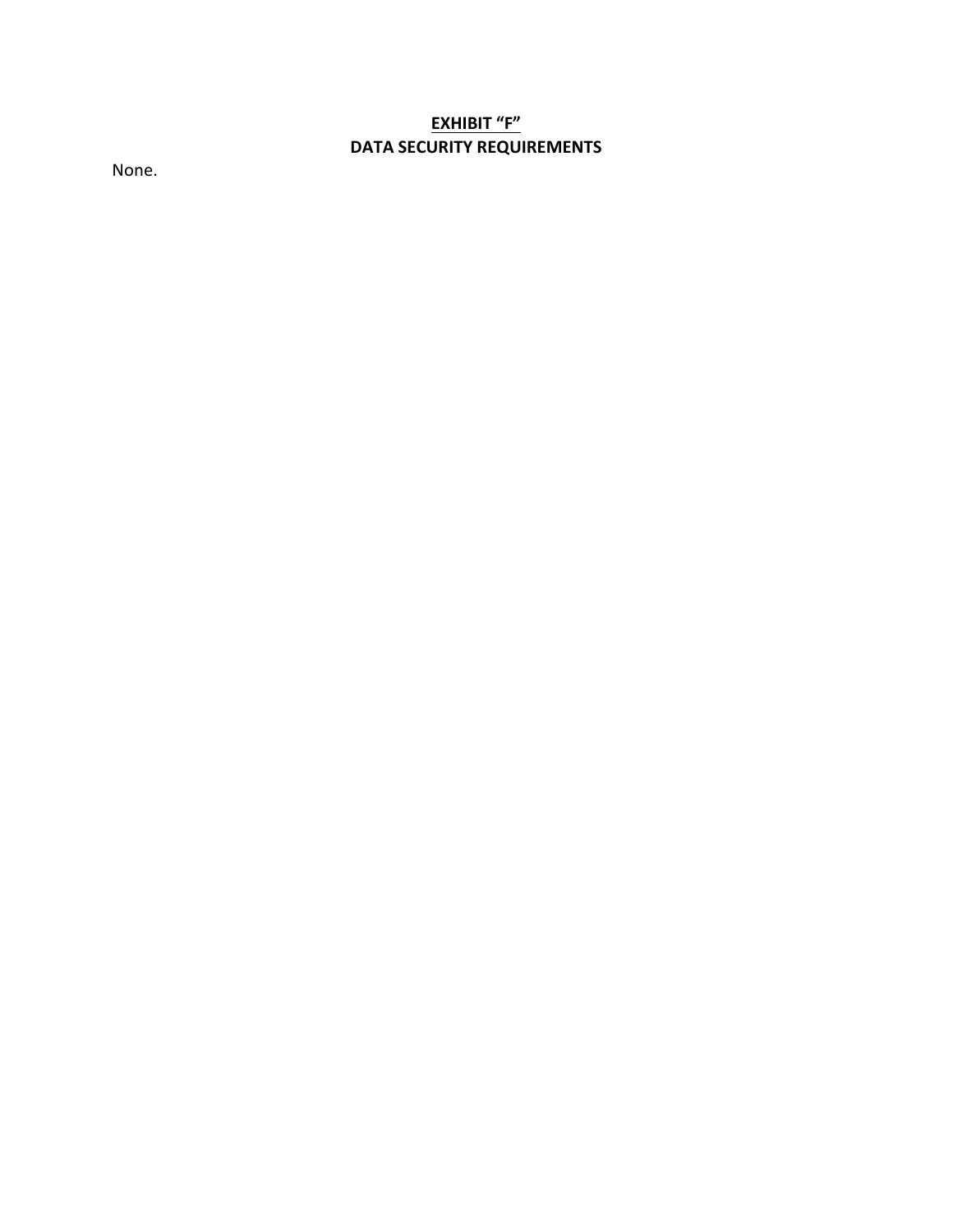# <u>EXHIBIT "F"</u>

## DATA SECURITY REQUIREMENTS

None.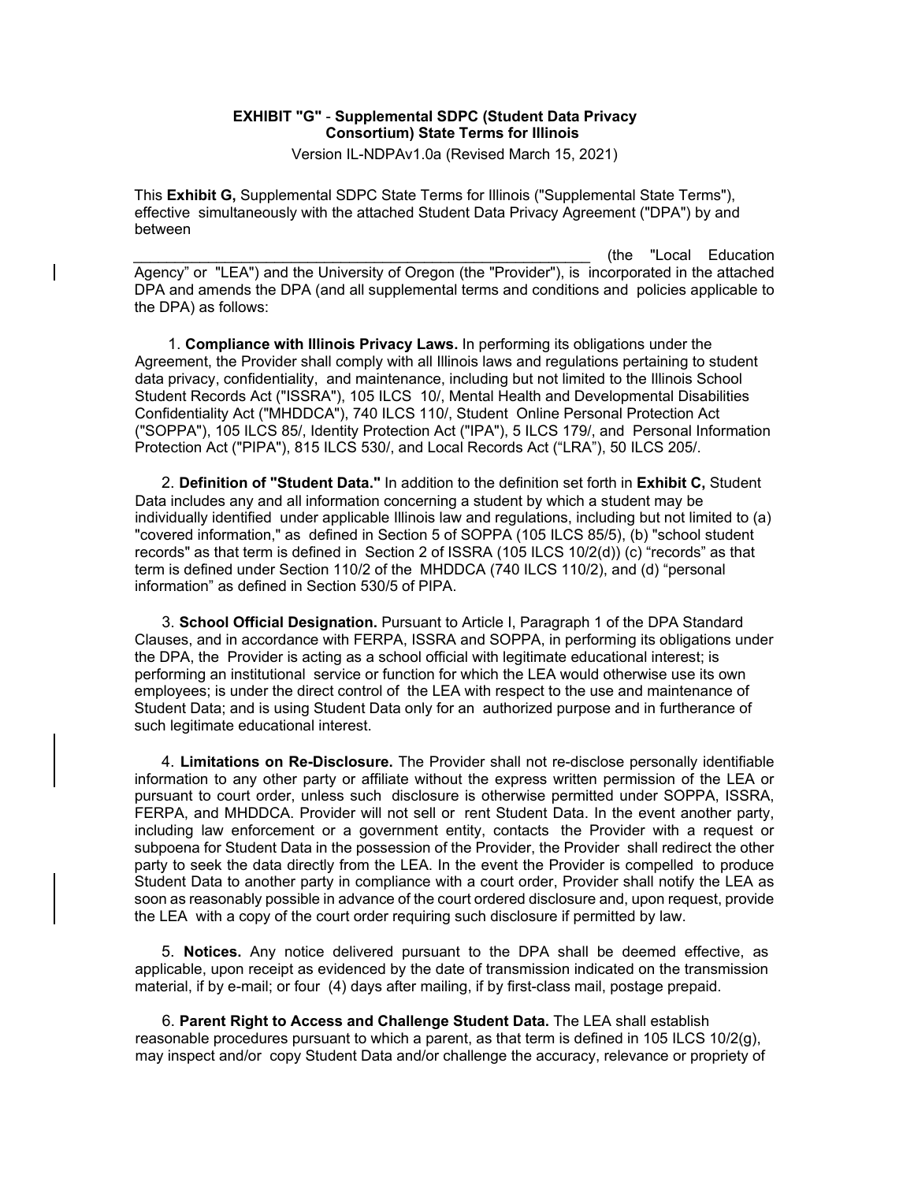**EXHIBIT "G"** - **Supplemental SDPC (Student Data Privacy Consortium) State Terms for Illinois**

Version IL-NDPAv1.0a (Revised March 15, 2021)

This **Exhibit G,** Supplemental SDPC State Terms for Illinois ("Supplemental State Terms"), effective simultaneously with the attached Student Data Privacy Agreement ("DPA") by and between

_______________________________________________________ (the "Local Education Agency" or "LEA") and the University of Oregon (the "Provider"), is incorporated in the attached DPA and amends the DPA (and all supplemental terms and conditions and policies applicable to the DPA) as follows:

1. **Compliance with Illinois Privacy Laws.** In performing its obligations under the Agreement, the Provider shall comply with all Illinois laws and regulations pertaining to student data privacy, confidentiality, and maintenance, including but not limited to the Illinois School Student Records Act ("ISSRA"), 105 ILCS 10/, Mental Health and Developmental Disabilities Confidentiality Act ("MHDDCA"), 740 ILCS 110/, Student Online Personal Protection Act ("SOPPA"), 105 ILCS 85/, Identity Protection Act ("IPA"), 5 ILCS 179/, and Personal Information Protection Act ("PIPA"), 815 ILCS 530/, and Local Records Act ("LRA"), 50 ILCS 205/.

2. **Definition of "Student Data."** In addition to the definition set forth in **Exhibit C,** Student Data includes any and all information concerning a student by which a student may be individually identified under applicable Illinois law and regulations, including but not limited to (a) "covered information," as defined in Section 5 of SOPPA (105 ILCS 85/5), (b) "school student records" as that term is defined in Section 2 of ISSRA (105 ILCS 10/2(d)) (c) "records" as that term is defined under Section 110/2 of the MHDDCA (740 ILCS 110/2), and (d) "personal information" as defined in Section 530/5 of PIPA.

3. **School Official Designation.** Pursuant to Article I, Paragraph 1 of the DPA Standard Clauses, and in accordance with FERPA, ISSRA and SOPPA, in performing its obligations under the DPA, the Provider is acting as a school official with legitimate educational interest; is performing an institutional service or function for which the LEA would otherwise use its own employees; is under the direct control of the LEA with respect to the use and maintenance of Student Data; and is using Student Data only for an authorized purpose and in furtherance of such legitimate educational interest.

4. **Limitations on Re-Disclosure.** The Provider shall not re-disclose personally identifiable information to any other party or affiliate without the express written permission of the LEA or pursuant to court order, unless such disclosure is otherwise permitted under SOPPA, ISSRA, FERPA, and MHDDCA. Provider will not sell or rent Student Data. In the event another party, including law enforcement or a government entity, contacts the Provider with a request or subpoena for Student Data in the possession of the Provider, the Provider shall redirect the other party to seek the data directly from the LEA. In the event the Provider is compelled to produce Student Data to another party in compliance with a court order, Provider shall notify the LEA as soon as reasonably possible in advance of the court ordered disclosure and, upon request, provide the LEA with a copy of the court order requiring such disclosure if permitted by law.

5. **Notices.** Any notice delivered pursuant to the DPA shall be deemed effective, as applicable, upon receipt as evidenced by the date of transmission indicated on the transmission material, if by e-mail; or four (4) days after mailing, if by first-class mail, postage prepaid.

6. **Parent Right to Access and Challenge Student Data.** The LEA shall establish reasonable procedures pursuant to which a parent, as that term is defined in 105 ILCS 10/2(g), may inspect and/or copy Student Data and/or challenge the accuracy, relevance or propriety of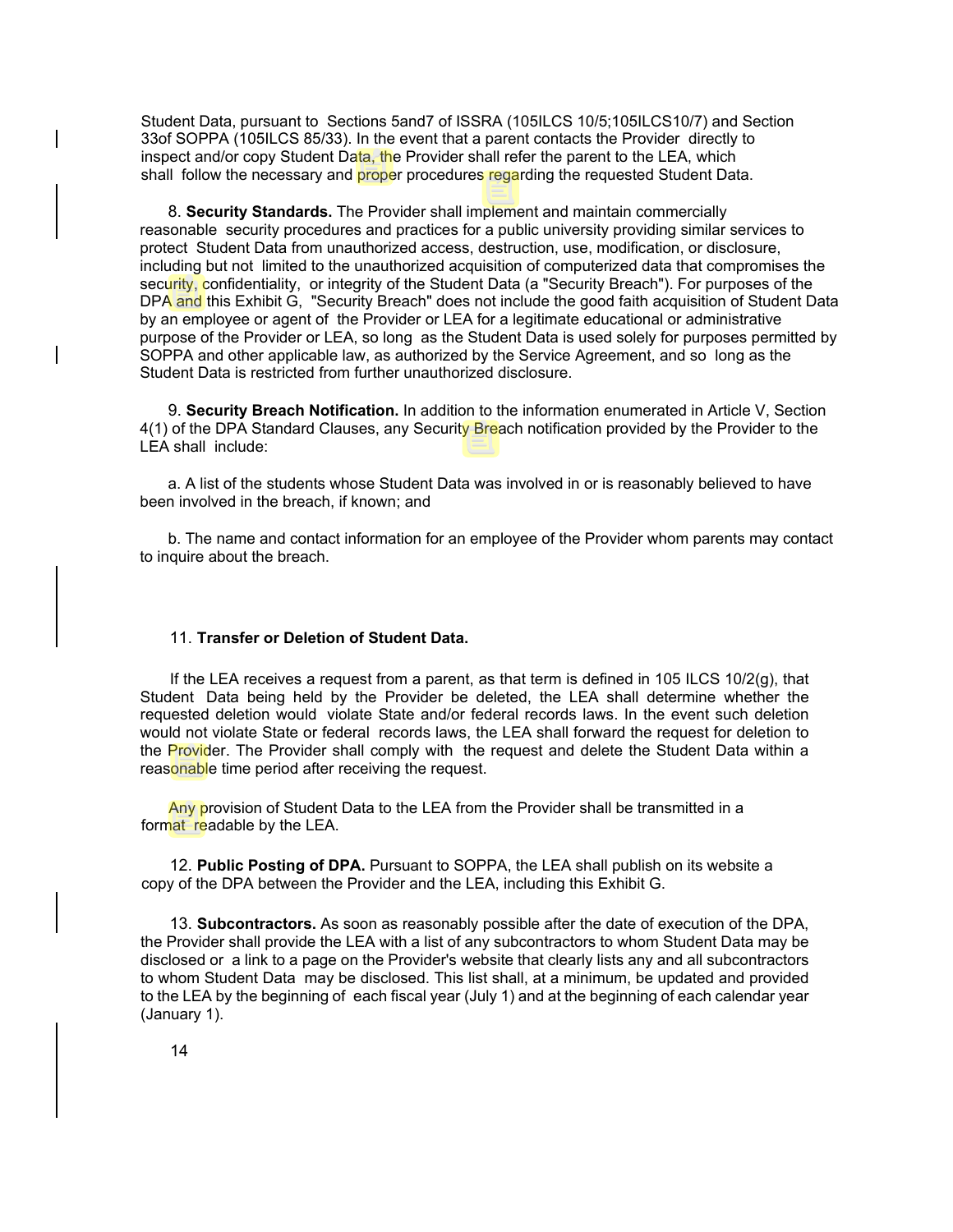Student Data, pursuant to Sections 5and7 of ISSRA (105ILCS 10/5;105ILCS10/7) and Section 33of SOPPA (105ILCS 85/33). In the event that a parent contacts the Provider directly to inspect and/or copy Student Data, the Provider shall refer the parent to the LEA, which shall follow the necessary and proper procedures regarding the requested Student Data.

8. **Security Standards.** The Provider shall implement and maintain commercially reasonable security procedures and practices for a public university providing similar services to protect Student Data from unauthorized access, destruction, use, modification, or disclosure, including but not limited to the unauthorized acquisition of computerized data that compromises the security, confidentiality, or integrity of the Student Data (a "Security Breach"). For purposes of the DPA and this Exhibit G, "Security Breach" does not include the good faith acquisition of Student Data by an employee or agent of the Provider or LEA for a legitimate educational or administrative purpose of the Provider or LEA, so long as the Student Data is used solely for purposes permitted by SOPPA and other applicable law, as authorized by the Service Agreement, and so long as the Student Data is restricted from further unauthorized disclosure.

9. **Security Breach Notification.** In addition to the information enumerated in Article V, Section 4(1) of the DPA Standard Clauses, any Security Breach notification provided by the Provider to the LEA shall include:

a. A list of the students whose Student Data was involved in or is reasonably believed to have been involved in the breach, if known; and

b. The name and contact information for an employee of the Provider whom parents may contact to inquire about the breach.

11. **Transfer or Deletion of Student Data.**

If the LEA receives a request from a parent, as that term is defined in 105 ILCS 10/2(g), that Student Data being held by the Provider be deleted, the LEA shall determine whether the requested deletion would violate State and/or federal records laws. In the event such deletion would not violate State or federal records laws, the LEA shall forward the request for deletion to the Provider. The Provider shall comply with the request and delete the Student Data within a reasonable time period after receiving the request.

Any provision of Student Data to the LEA from the Provider shall be transmitted in a format readable by the LEA.

12. **Public Posting of DPA.** Pursuant to SOPPA, the LEA shall publish on its website a copy of the DPA between the Provider and the LEA, including this Exhibit G.

13. **Subcontractors.** As soon as reasonably possible after the date of execution of the DPA, the Provider shall provide the LEA with a list of any subcontractors to whom Student Data may be disclosed or a link to a page on the Provider's website that clearly lists any and all subcontractors to whom Student Data may be disclosed. This list shall, at a minimum, be updated and provided to the LEA by the beginning of each fiscal year (July 1) and at the beginning of each calendar year (January 1).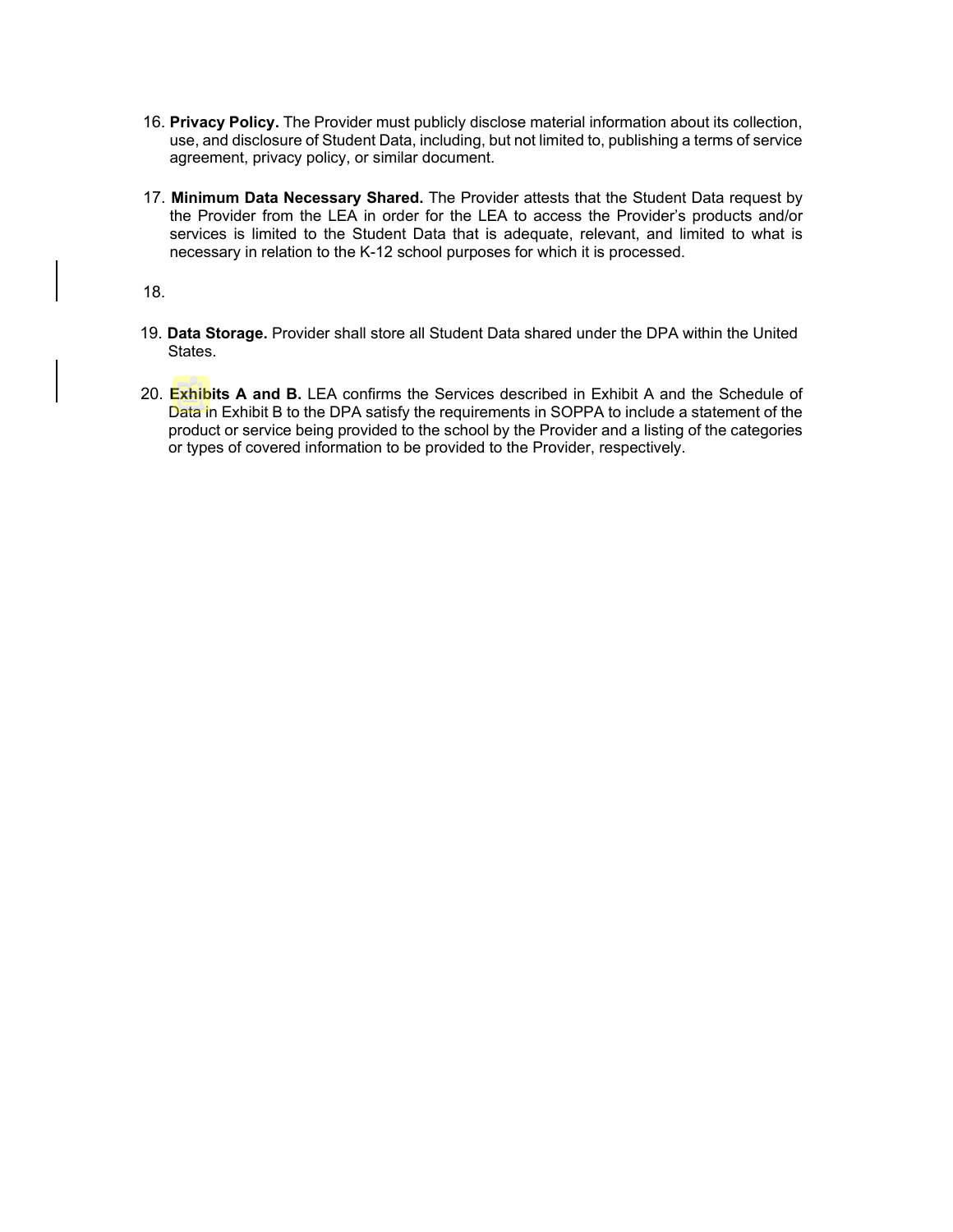16. **Privacy Policy.** The Provider must publicly disclose material information about its collection, use, and disclosure of Student Data, including, but not limited to, publishing a terms of service agreement, privacy policy, or similar document.

17. **Minimum Data Necessary Shared.** The Provider attests that the Student Data request by the Provider from the LEA in order for the LEA to access the Provider's products and/or services is limited to the Student Data that is adequate, relevant, and limited to what is necessary in relation to the K-12 school purposes for which it is processed.

18.

19. **Data Storage.** Provider shall store all Student Data shared under the DPA within the United States.

20. **Exhibits A and B.** LEA confirms the Services described in Exhibit A and the Schedule of Data in Exhibit B to the DPA satisfy the requirements in SOPPA to include a statement of the product or service being provided to the school by the Provider and a listing of the categories or types of covered information to be provided to the Provider, respectively.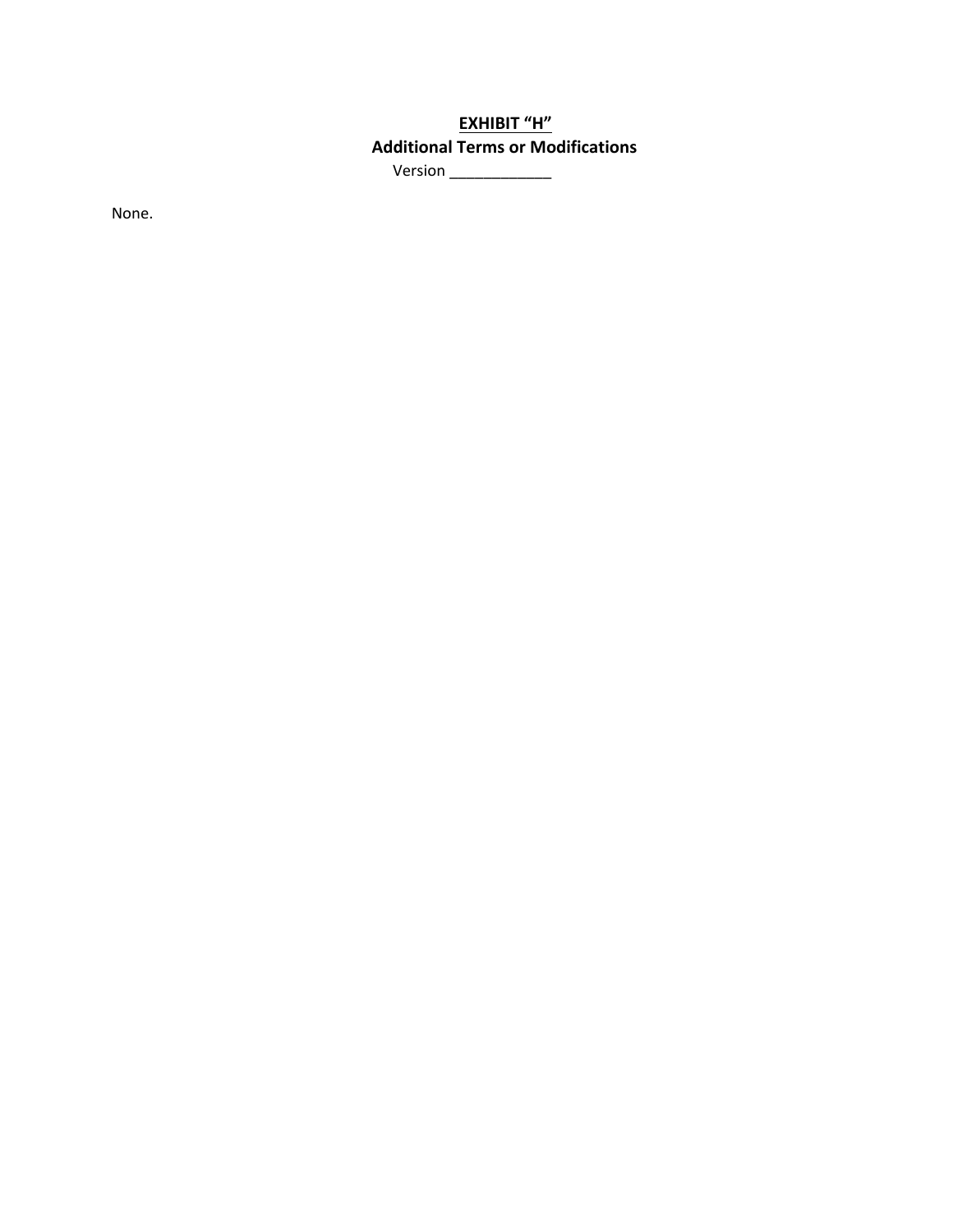# EXHIBIT "H"

## Additional Terms or Modifications

Version ____________

None.